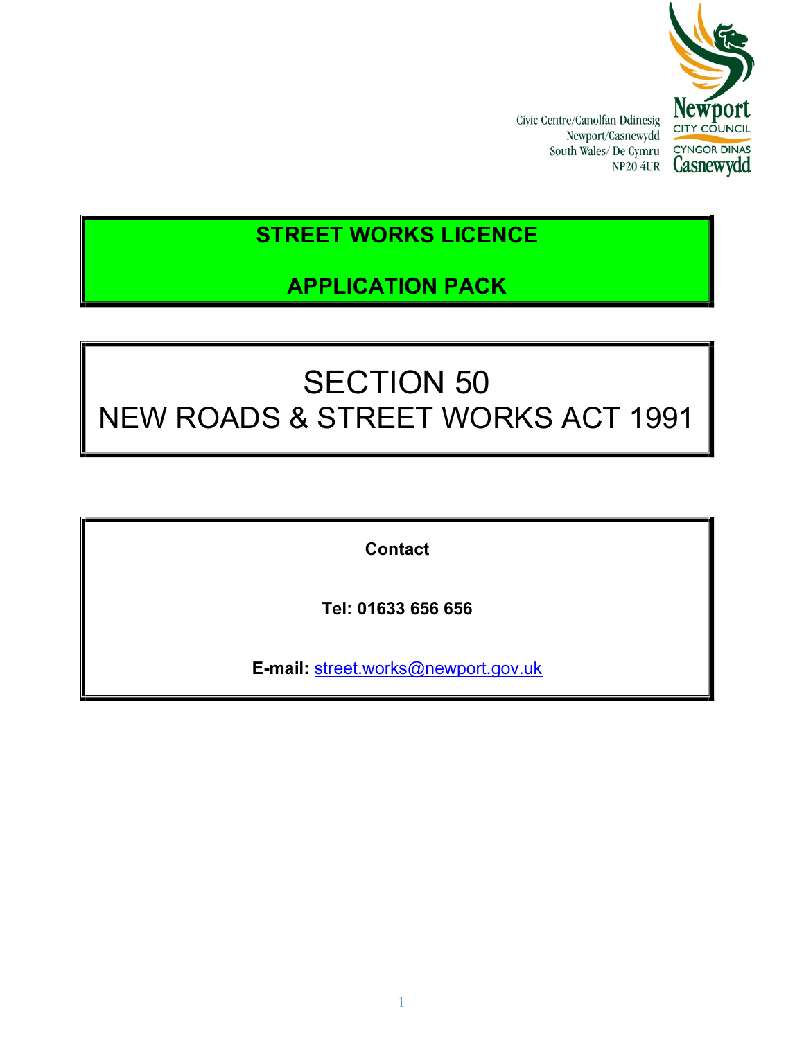Civic Centre/Canolfan Ddinesig
Newport/Casnewydd
South Wales/ De Cymru
NP20 4UR

Newport CITY COUNCIL
CYNGOR DINAS Casnewydd

# STREET WORKS LICENCE

# APPLICATION PACK

# SECTION 50
# NEW ROADS & STREET WORKS ACT 1991

**Contact**

**Tel: 01633 656 656**

**E-mail:** street.works@newport.gov.uk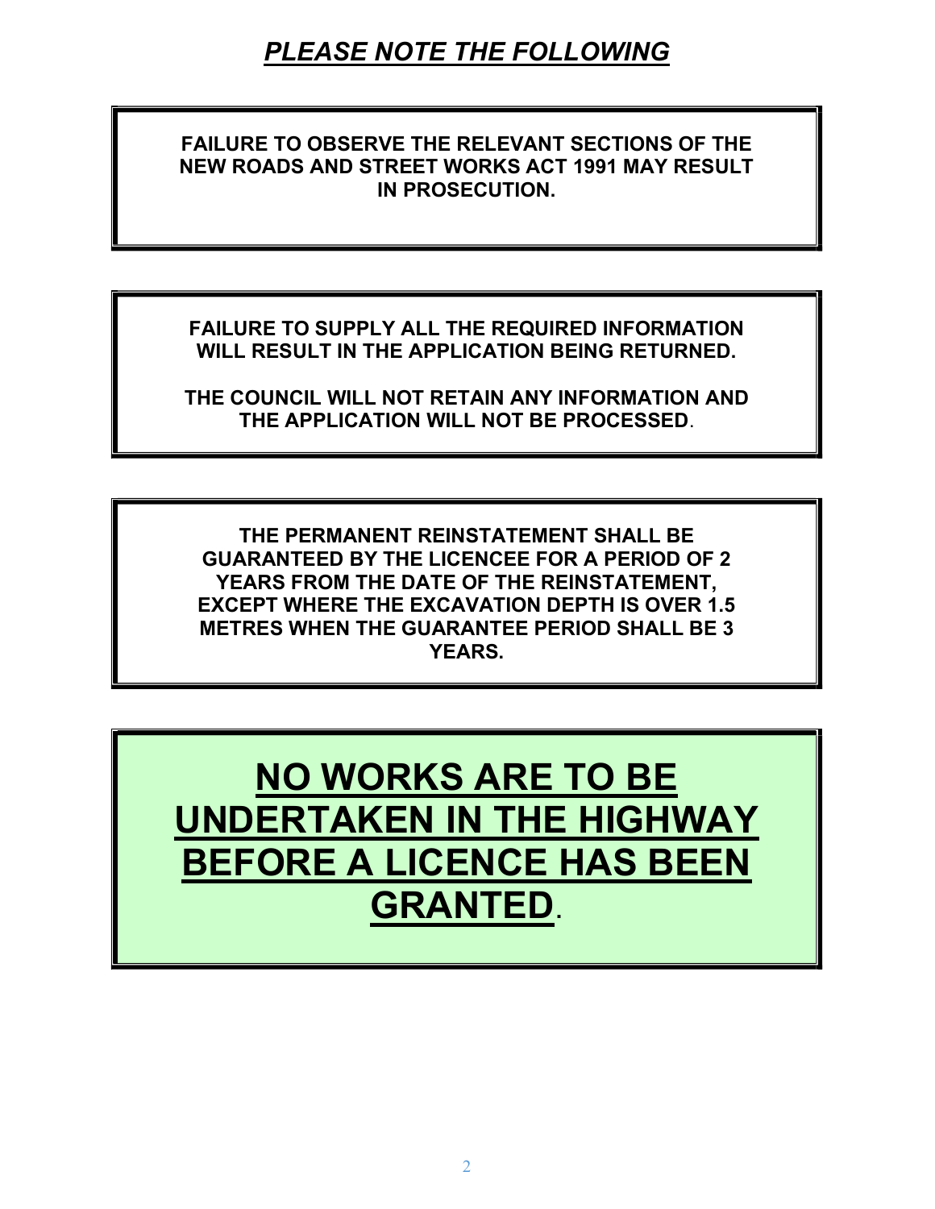## ***PLEASE NOTE THE FOLLOWING***

**FAILURE TO OBSERVE THE RELEVANT SECTIONS OF THE NEW ROADS AND STREET WORKS ACT 1991 MAY RESULT IN PROSECUTION.**

**FAILURE TO SUPPLY ALL THE REQUIRED INFORMATION WILL RESULT IN THE APPLICATION BEING RETURNED.**

**THE COUNCIL WILL NOT RETAIN ANY INFORMATION AND THE APPLICATION WILL NOT BE PROCESSED**.

**THE PERMANENT REINSTATEMENT SHALL BE GUARANTEED BY THE LICENCEE FOR A PERIOD OF 2 YEARS FROM THE DATE OF THE REINSTATEMENT, EXCEPT WHERE THE EXCAVATION DEPTH IS OVER 1.5 METRES WHEN THE GUARANTEE PERIOD SHALL BE 3 YEARS.**

# **NO WORKS ARE TO BE UNDERTAKEN IN THE HIGHWAY BEFORE A LICENCE HAS BEEN GRANTED**.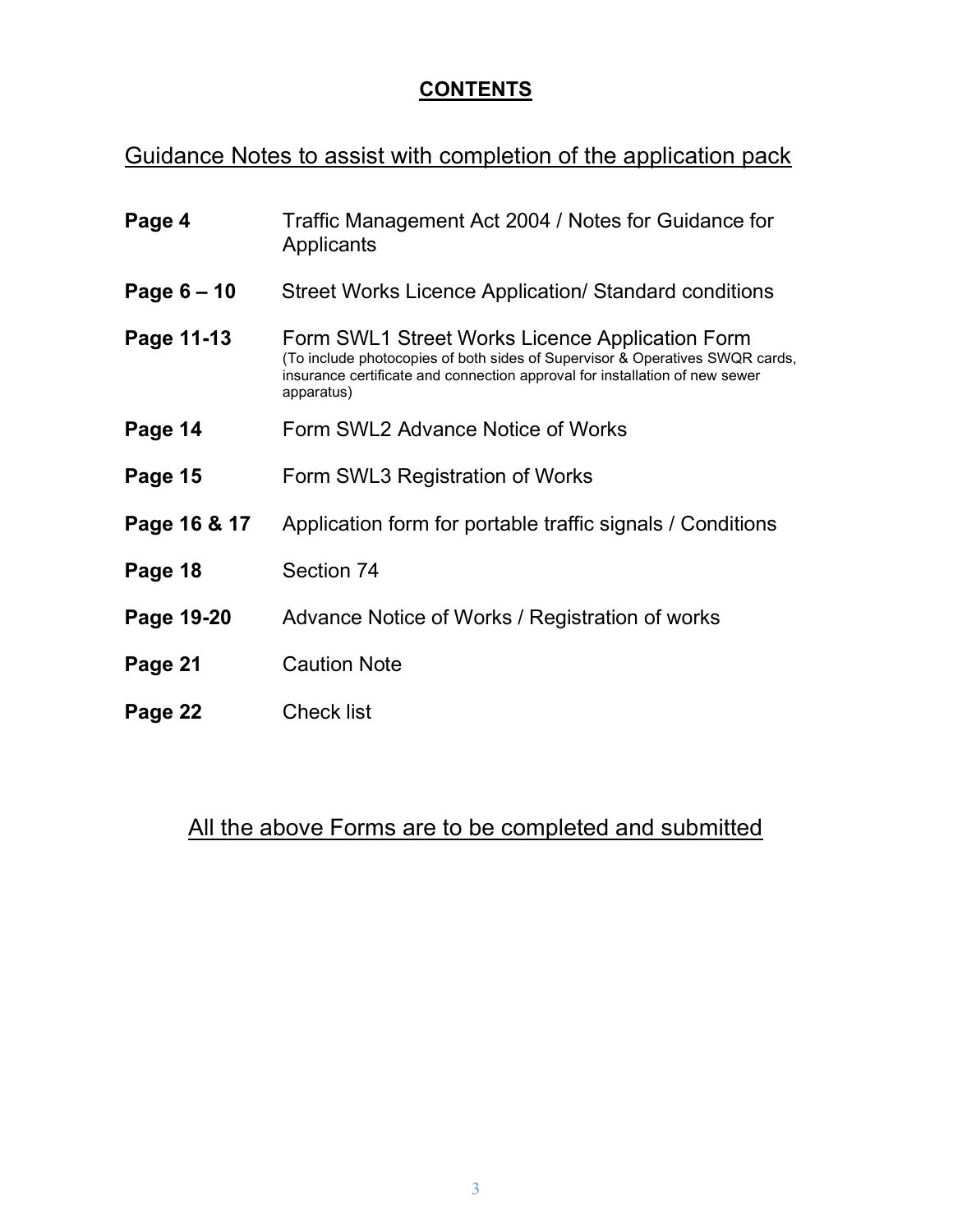# CONTENTS

## Guidance Notes to assist with completion of the application pack

| | |
|---|---|
| **Page 4** | Traffic Management Act 2004 / Notes for Guidance for Applicants |
| **Page 6 – 10** | Street Works Licence Application/ Standard conditions |
| **Page 11-13** | Form SWL1 Street Works Licence Application Form (To include photocopies of both sides of Supervisor & Operatives SWQR cards, insurance certificate and connection approval for installation of new sewer apparatus) |
| **Page 14** | Form SWL2 Advance Notice of Works |
| **Page 15** | Form SWL3 Registration of Works |
| **Page 16 & 17** | Application form for portable traffic signals / Conditions |
| **Page 18** | Section 74 |
| **Page 19-20** | Advance Notice of Works / Registration of works |
| **Page 21** | Caution Note |
| **Page 22** | Check list |

<u>All the above Forms are to be completed and submitted</u>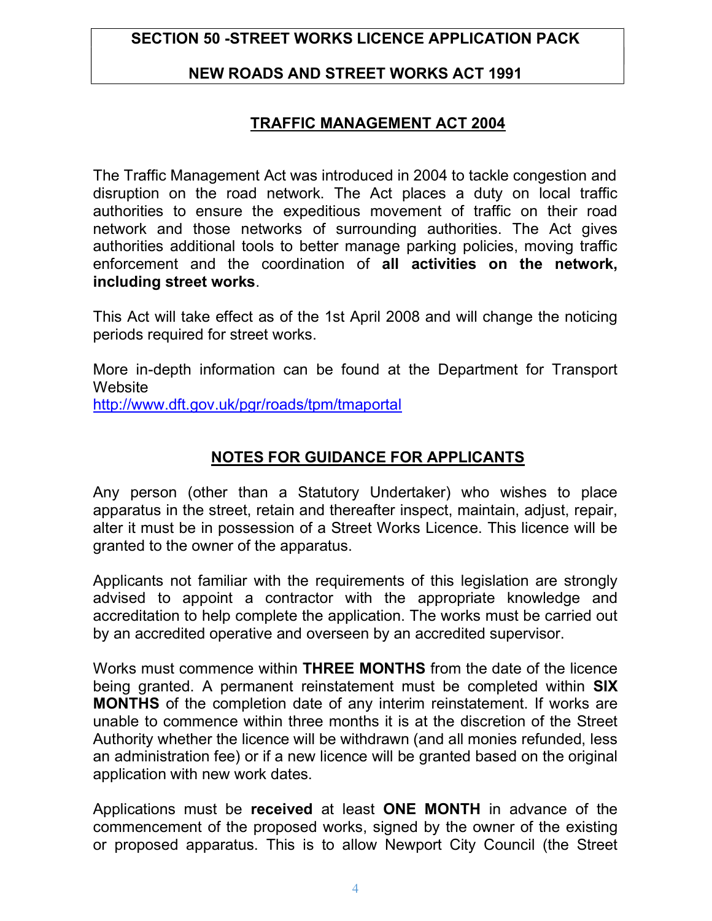**SECTION 50 -STREET WORKS LICENCE APPLICATION PACK**

**NEW ROADS AND STREET WORKS ACT 1991**

## TRAFFIC MANAGEMENT ACT 2004

The Traffic Management Act was introduced in 2004 to tackle congestion and disruption on the road network. The Act places a duty on local traffic authorities to ensure the expeditious movement of traffic on their road network and those networks of surrounding authorities. The Act gives authorities additional tools to better manage parking policies, moving traffic enforcement and the coordination of **all activities on the network, including street works**.

This Act will take effect as of the 1st April 2008 and will change the noticing periods required for street works.

More in-depth information can be found at the Department for Transport Website
http://www.dft.gov.uk/pgr/roads/tpm/tmaportal

## NOTES FOR GUIDANCE FOR APPLICANTS

Any person (other than a Statutory Undertaker) who wishes to place apparatus in the street, retain and thereafter inspect, maintain, adjust, repair, alter it must be in possession of a Street Works Licence. This licence will be granted to the owner of the apparatus.

Applicants not familiar with the requirements of this legislation are strongly advised to appoint a contractor with the appropriate knowledge and accreditation to help complete the application. The works must be carried out by an accredited operative and overseen by an accredited supervisor.

Works must commence within **THREE MONTHS** from the date of the licence being granted. A permanent reinstatement must be completed within **SIX MONTHS** of the completion date of any interim reinstatement. If works are unable to commence within three months it is at the discretion of the Street Authority whether the licence will be withdrawn (and all monies refunded, less an administration fee) or if a new licence will be granted based on the original application with new work dates.

Applications must be **received** at least **ONE MONTH** in advance of the commencement of the proposed works, signed by the owner of the existing or proposed apparatus. This is to allow Newport City Council (the Street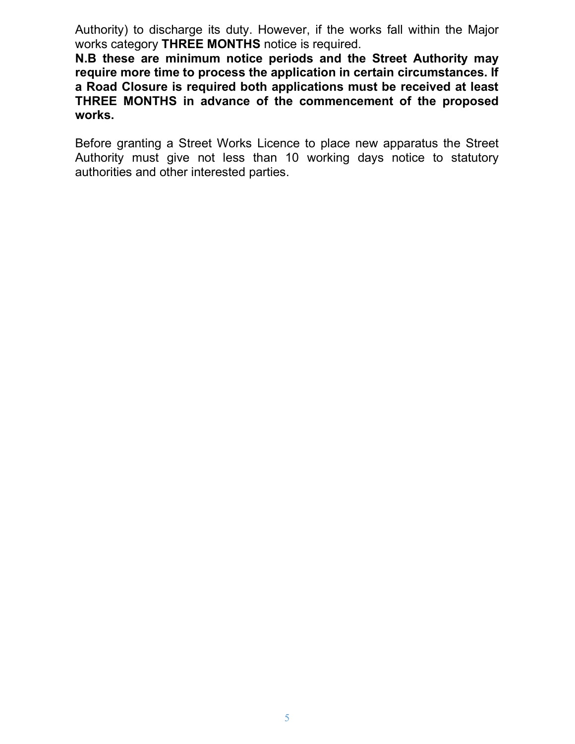Authority) to discharge its duty. However, if the works fall within the Major works category **THREE MONTHS** notice is required.

**N.B these are minimum notice periods and the Street Authority may require more time to process the application in certain circumstances. If a Road Closure is required both applications must be received at least THREE MONTHS in advance of the commencement of the proposed works.**

Before granting a Street Works Licence to place new apparatus the Street Authority must give not less than 10 working days notice to statutory authorities and other interested parties.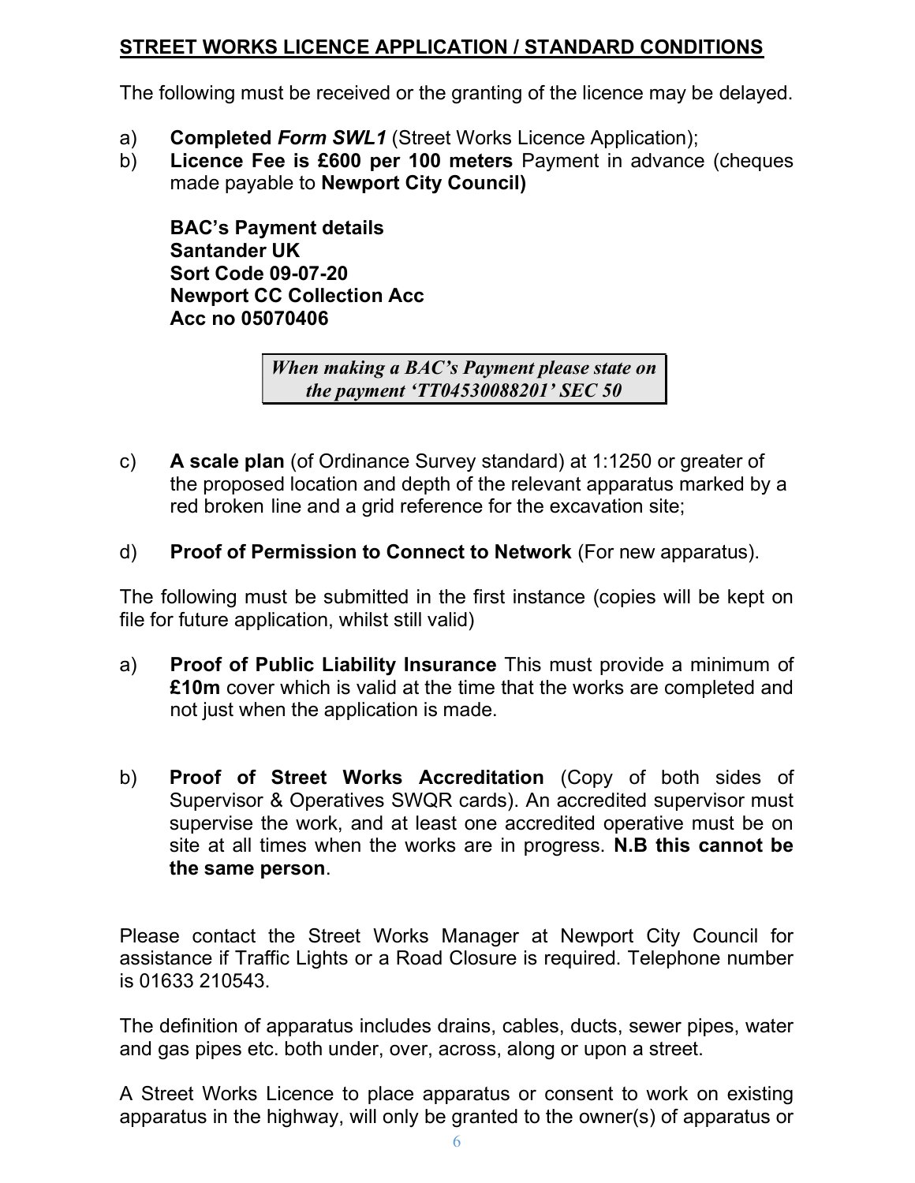## **STREET WORKS LICENCE APPLICATION / STANDARD CONDITIONS**

The following must be received or the granting of the licence may be delayed.

a) **Completed *Form SWL1*** (Street Works Licence Application);
b) **Licence Fee is £600 per 100 meters** Payment in advance (cheques made payable to **Newport City Council)**

**BAC's Payment details**
**Santander UK**
**Sort Code 09-07-20**
**Newport CC Collection Acc**
**Acc no 05070406**

***When making a BAC's Payment please state on the payment 'TT04530088201' SEC 50***

c) **A scale plan** (of Ordinance Survey standard) at 1:1250 or greater of the proposed location and depth of the relevant apparatus marked by a red broken line and a grid reference for the excavation site;

d) **Proof of Permission to Connect to Network** (For new apparatus).

The following must be submitted in the first instance (copies will be kept on file for future application, whilst still valid)

a) **Proof of Public Liability Insurance** This must provide a minimum of **£10m** cover which is valid at the time that the works are completed and not just when the application is made.

b) **Proof of Street Works Accreditation** (Copy of both sides of Supervisor & Operatives SWQR cards). An accredited supervisor must supervise the work, and at least one accredited operative must be on site at all times when the works are in progress. **N.B this cannot be the same person**.

Please contact the Street Works Manager at Newport City Council for assistance if Traffic Lights or a Road Closure is required. Telephone number is 01633 210543.

The definition of apparatus includes drains, cables, ducts, sewer pipes, water and gas pipes etc. both under, over, across, along or upon a street.

A Street Works Licence to place apparatus or consent to work on existing apparatus in the highway, will only be granted to the owner(s) of apparatus or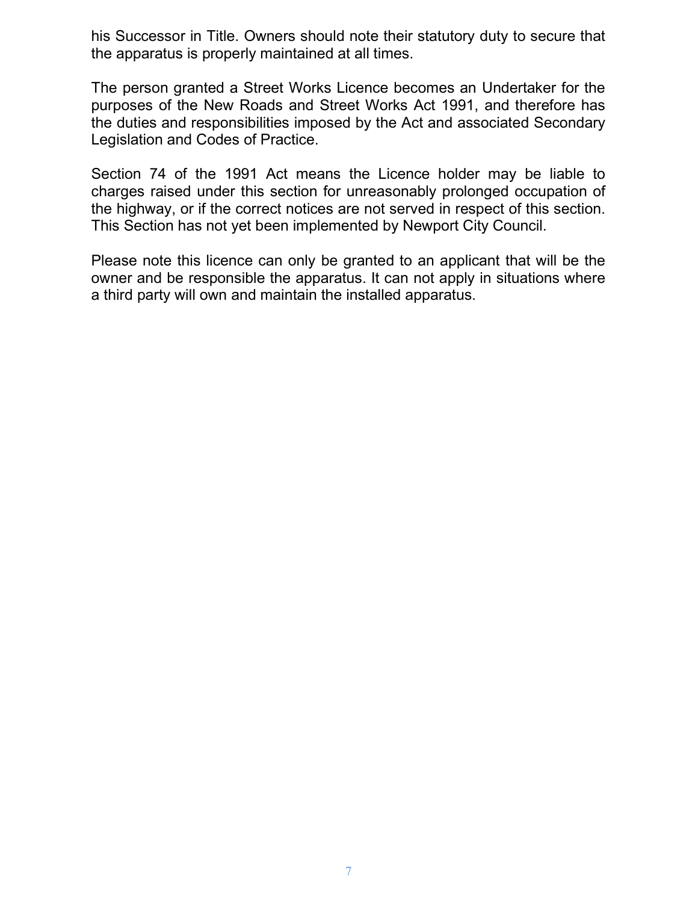his Successor in Title. Owners should note their statutory duty to secure that the apparatus is properly maintained at all times.

The person granted a Street Works Licence becomes an Undertaker for the purposes of the New Roads and Street Works Act 1991, and therefore has the duties and responsibilities imposed by the Act and associated Secondary Legislation and Codes of Practice.

Section 74 of the 1991 Act means the Licence holder may be liable to charges raised under this section for unreasonably prolonged occupation of the highway, or if the correct notices are not served in respect of this section. This Section has not yet been implemented by Newport City Council.

Please note this licence can only be granted to an applicant that will be the owner and be responsible the apparatus. It can not apply in situations where a third party will own and maintain the installed apparatus.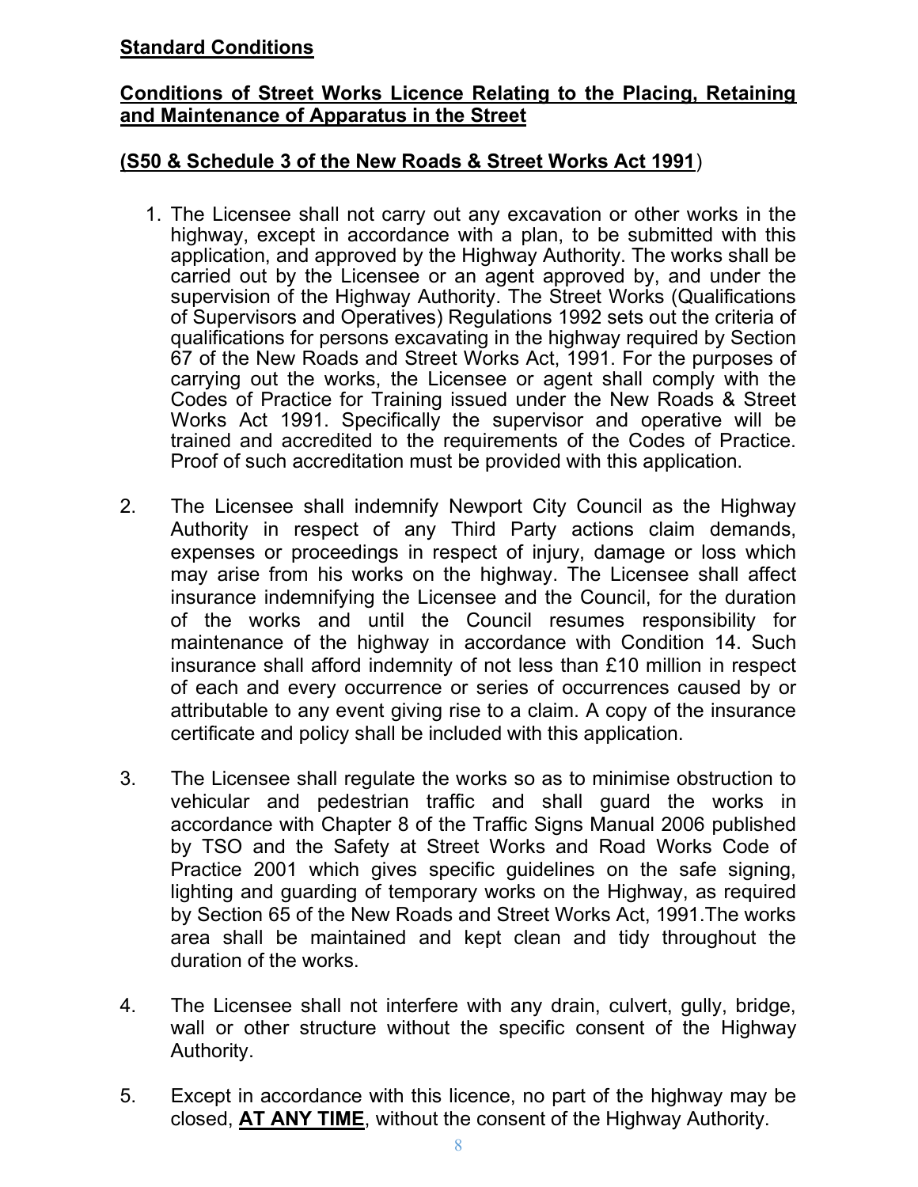**Standard Conditions**

**Conditions of Street Works Licence Relating to the Placing, Retaining and Maintenance of Apparatus in the Street**

**(S50 & Schedule 3 of the New Roads & Street Works Act 1991**)

1. The Licensee shall not carry out any excavation or other works in the highway, except in accordance with a plan, to be submitted with this application, and approved by the Highway Authority. The works shall be carried out by the Licensee or an agent approved by, and under the supervision of the Highway Authority. The Street Works (Qualifications of Supervisors and Operatives) Regulations 1992 sets out the criteria of qualifications for persons excavating in the highway required by Section 67 of the New Roads and Street Works Act, 1991. For the purposes of carrying out the works, the Licensee or agent shall comply with the Codes of Practice for Training issued under the New Roads & Street Works Act 1991. Specifically the supervisor and operative will be trained and accredited to the requirements of the Codes of Practice. Proof of such accreditation must be provided with this application.

2. The Licensee shall indemnify Newport City Council as the Highway Authority in respect of any Third Party actions claim demands, expenses or proceedings in respect of injury, damage or loss which may arise from his works on the highway. The Licensee shall affect insurance indemnifying the Licensee and the Council, for the duration of the works and until the Council resumes responsibility for maintenance of the highway in accordance with Condition 14. Such insurance shall afford indemnity of not less than £10 million in respect of each and every occurrence or series of occurrences caused by or attributable to any event giving rise to a claim. A copy of the insurance certificate and policy shall be included with this application.

3. The Licensee shall regulate the works so as to minimise obstruction to vehicular and pedestrian traffic and shall guard the works in accordance with Chapter 8 of the Traffic Signs Manual 2006 published by TSO and the Safety at Street Works and Road Works Code of Practice 2001 which gives specific guidelines on the safe signing, lighting and guarding of temporary works on the Highway, as required by Section 65 of the New Roads and Street Works Act, 1991.The works area shall be maintained and kept clean and tidy throughout the duration of the works.

4. The Licensee shall not interfere with any drain, culvert, gully, bridge, wall or other structure without the specific consent of the Highway Authority.

5. Except in accordance with this licence, no part of the highway may be closed, **AT ANY TIME**, without the consent of the Highway Authority.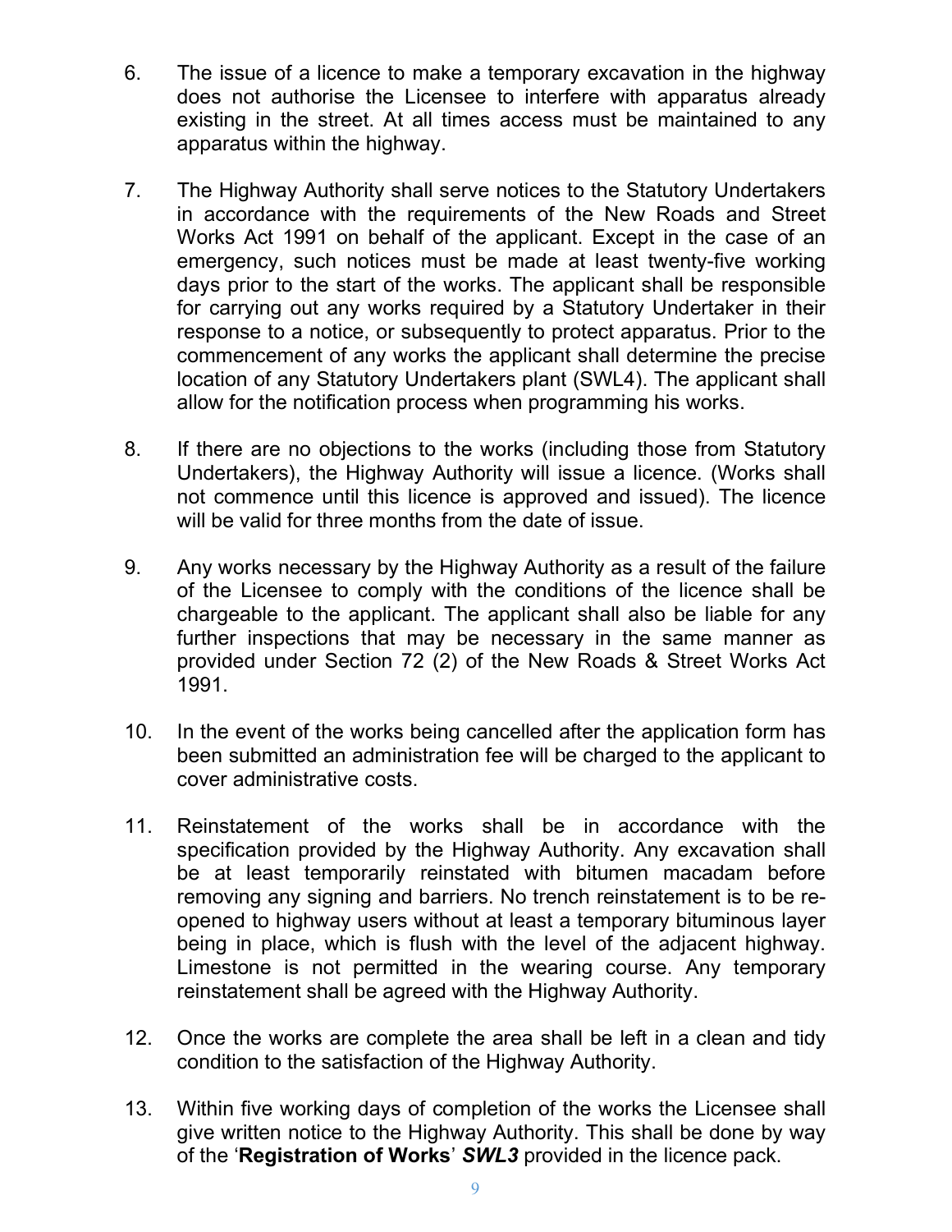6. The issue of a licence to make a temporary excavation in the highway does not authorise the Licensee to interfere with apparatus already existing in the street. At all times access must be maintained to any apparatus within the highway.

7. The Highway Authority shall serve notices to the Statutory Undertakers in accordance with the requirements of the New Roads and Street Works Act 1991 on behalf of the applicant. Except in the case of an emergency, such notices must be made at least twenty-five working days prior to the start of the works. The applicant shall be responsible for carrying out any works required by a Statutory Undertaker in their response to a notice, or subsequently to protect apparatus. Prior to the commencement of any works the applicant shall determine the precise location of any Statutory Undertakers plant (SWL4). The applicant shall allow for the notification process when programming his works.

8. If there are no objections to the works (including those from Statutory Undertakers), the Highway Authority will issue a licence. (Works shall not commence until this licence is approved and issued). The licence will be valid for three months from the date of issue.

9. Any works necessary by the Highway Authority as a result of the failure of the Licensee to comply with the conditions of the licence shall be chargeable to the applicant. The applicant shall also be liable for any further inspections that may be necessary in the same manner as provided under Section 72 (2) of the New Roads & Street Works Act 1991.

10. In the event of the works being cancelled after the application form has been submitted an administration fee will be charged to the applicant to cover administrative costs.

11. Reinstatement of the works shall be in accordance with the specification provided by the Highway Authority. Any excavation shall be at least temporarily reinstated with bitumen macadam before removing any signing and barriers. No trench reinstatement is to be re-opened to highway users without at least a temporary bituminous layer being in place, which is flush with the level of the adjacent highway. Limestone is not permitted in the wearing course. Any temporary reinstatement shall be agreed with the Highway Authority.

12. Once the works are complete the area shall be left in a clean and tidy condition to the satisfaction of the Highway Authority.

13. Within five working days of completion of the works the Licensee shall give written notice to the Highway Authority. This shall be done by way of the '**Registration of Works**' ***SWL3*** provided in the licence pack.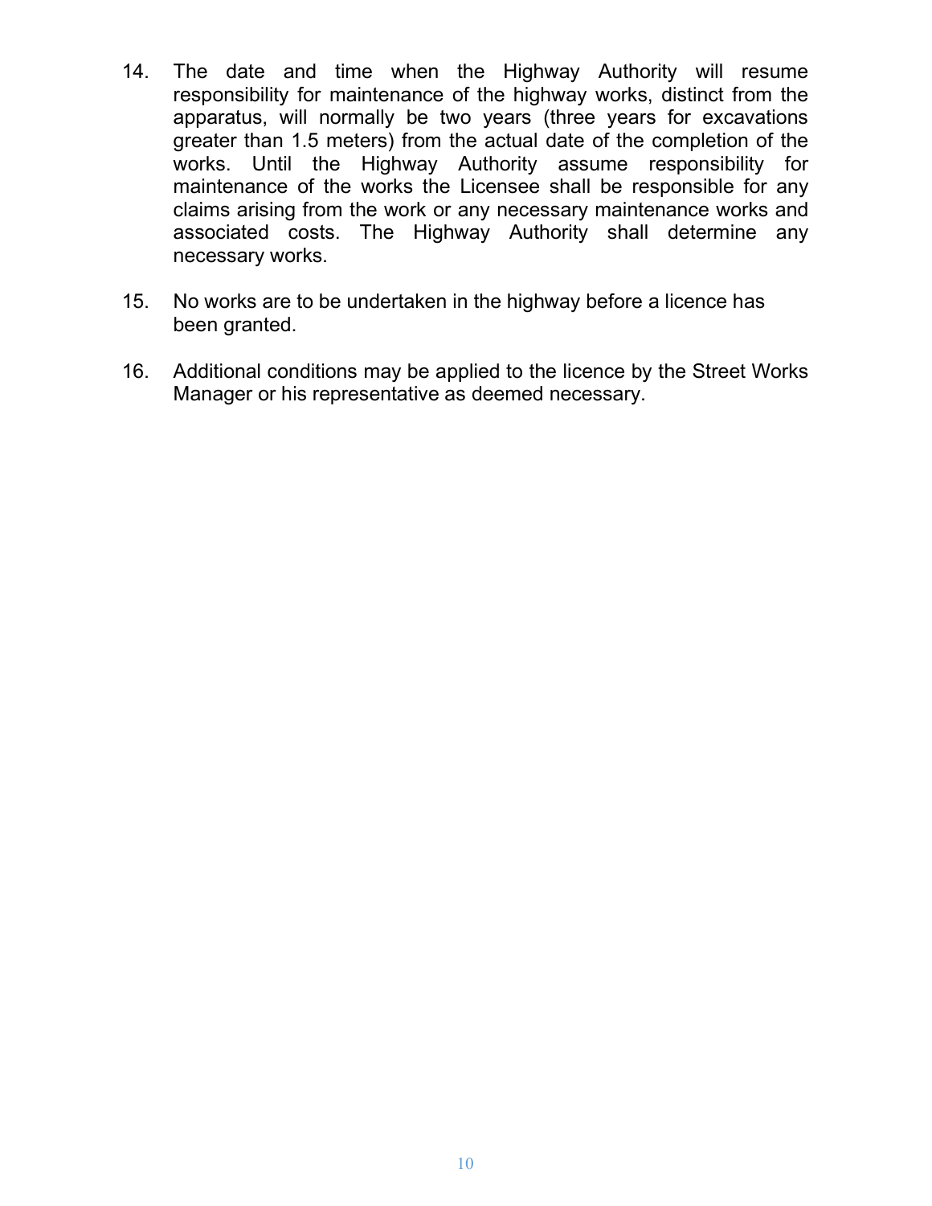14. The date and time when the Highway Authority will resume responsibility for maintenance of the highway works, distinct from the apparatus, will normally be two years (three years for excavations greater than 1.5 meters) from the actual date of the completion of the works. Until the Highway Authority assume responsibility for maintenance of the works the Licensee shall be responsible for any claims arising from the work or any necessary maintenance works and associated costs. The Highway Authority shall determine any necessary works.

15. No works are to be undertaken in the highway before a licence has been granted.

16. Additional conditions may be applied to the licence by the Street Works Manager or his representative as deemed necessary.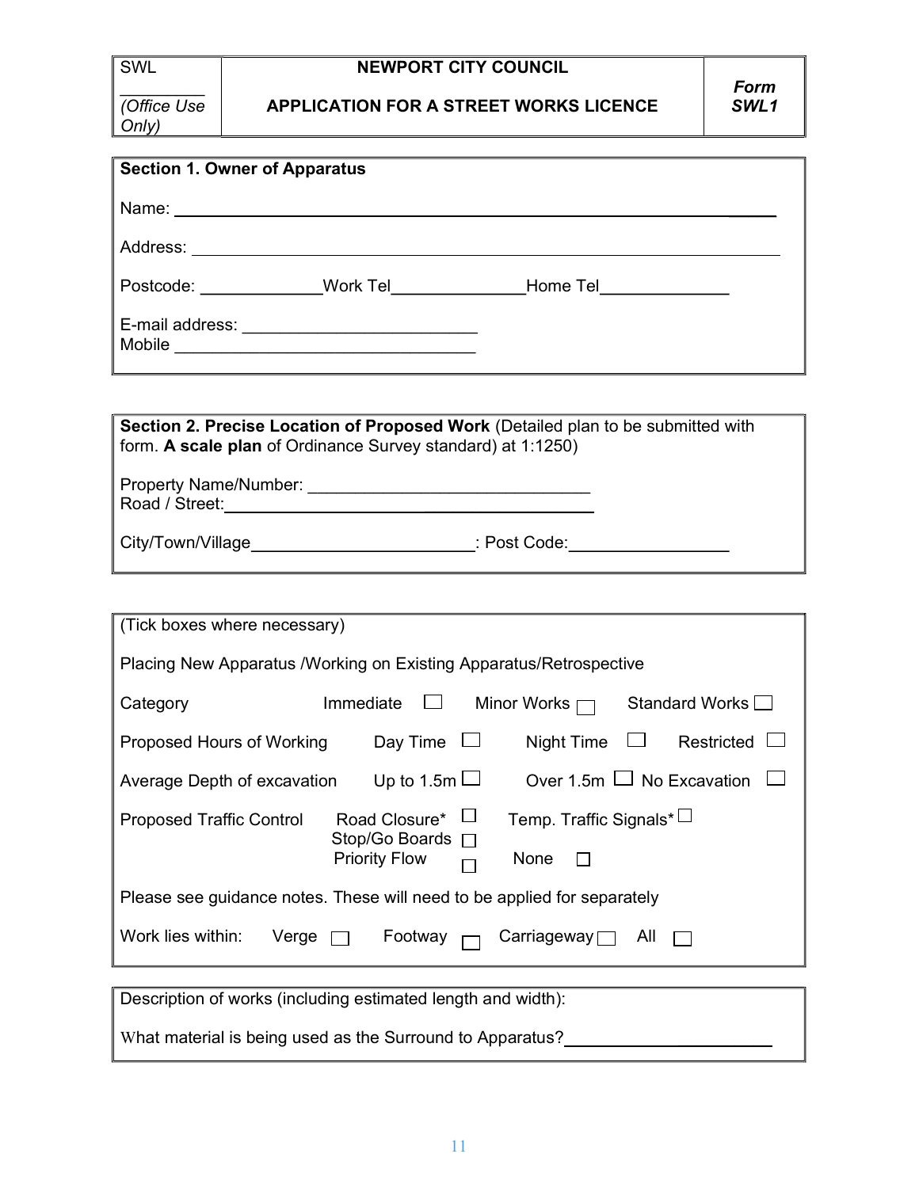| SWL _________ *(Office Use Only)* | **NEWPORT CITY COUNCIL** **APPLICATION FOR A STREET WORKS LICENCE** | ***Form SWL1*** |
|---|---|---|

**Section 1. Owner of Apparatus**

Name: ______________________________________________

Address: ______________________________________________

Postcode: _____________ Work Tel______________ Home Tel_____________

E-mail address: _________________________

Mobile _______________________________

**Section 2. Precise Location of Proposed Work** (Detailed plan to be submitted with form. **A scale plan** of Ordinance Survey standard) at 1:1250)

Property Name/Number: _____________________________

Road / Street: ___________________________________

City/Town/Village_______________________: Post Code:________________

(Tick boxes where necessary)

Placing New Apparatus /Working on Existing Apparatus/Retrospective

Category Immediate ☐ Minor Works ☐ Standard Works ☐

Proposed Hours of Working Day Time ☐ Night Time ☐ Restricted ☐

Average Depth of excavation Up to 1.5m ☐ Over 1.5m ☐ No Excavation ☐

Proposed Traffic Control Road Closure* ☐ Temp. Traffic Signals* ☐ Stop/Go Boards ☐ Priority Flow ☐ None ☐

Please see guidance notes. These will need to be applied for separately

Work lies within: Verge ☐ Footway ☐ Carriageway ☐ All ☐

Description of works (including estimated length and width):

What material is being used as the Surround to Apparatus?_____________________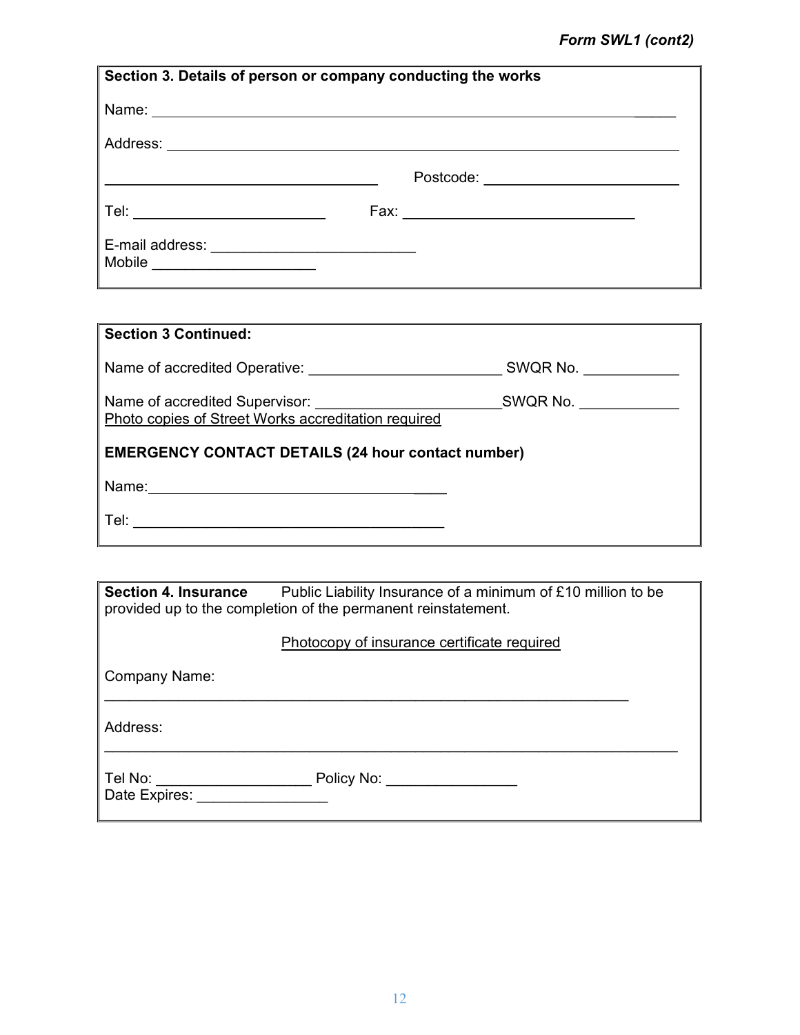*Form SWL1 (cont2)*

**Section 3. Details of person or company conducting the works**

Name: ______________________________________________

Address: ______________________________________________

______________________________ Postcode: ______________________

Tel: ______________________ Fax: ______________________

E-mail address: ______________________
Mobile ______________________

**Section 3 Continued:**

Name of accredited Operative: ______________________ SWQR No. ____________

Name of accredited Supervisor: ______________________ SWQR No. ____________
Photo copies of Street Works accreditation required

**EMERGENCY CONTACT DETAILS (24 hour contact number)**

Name: ______________________________

Tel: ______________________________

**Section 4. Insurance** Public Liability Insurance of a minimum of £10 million to be provided up to the completion of the permanent reinstatement.

Photocopy of insurance certificate required

Company Name:
______________________________________________

Address:
______________________________________________

Tel No: ______________________ Policy No: ______________________
Date Expires: ______________________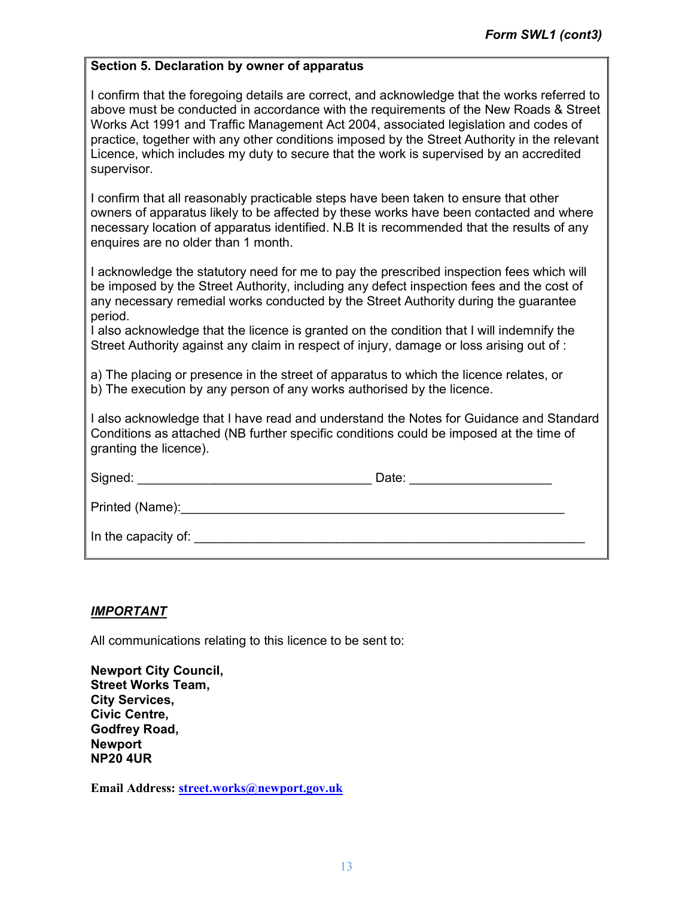*Form SWL1 (cont3)*

**Section 5. Declaration by owner of apparatus**

I confirm that the foregoing details are correct, and acknowledge that the works referred to above must be conducted in accordance with the requirements of the New Roads & Street Works Act 1991 and Traffic Management Act 2004, associated legislation and codes of practice, together with any other conditions imposed by the Street Authority in the relevant Licence, which includes my duty to secure that the work is supervised by an accredited supervisor.

I confirm that all reasonably practicable steps have been taken to ensure that other owners of apparatus likely to be affected by these works have been contacted and where necessary location of apparatus identified. N.B It is recommended that the results of any enquires are no older than 1 month.

I acknowledge the statutory need for me to pay the prescribed inspection fees which will be imposed by the Street Authority, including any defect inspection fees and the cost of any necessary remedial works conducted by the Street Authority during the guarantee period.
I also acknowledge that the licence is granted on the condition that I will indemnify the Street Authority against any claim in respect of injury, damage or loss arising out of :

a) The placing or presence in the street of apparatus to which the licence relates, or
b) The execution by any person of any works authorised by the licence.

I also acknowledge that I have read and understand the Notes for Guidance and Standard Conditions as attached (NB further specific conditions could be imposed at the time of granting the licence).

Signed: ________________________________ Date: ___________________

Printed (Name):_____________________________________________________

In the capacity of: _____________________________________________________

***IMPORTANT***

All communications relating to this licence to be sent to:

**Newport City Council,**
**Street Works Team,**
**City Services,**
**Civic Centre,**
**Godfrey Road,**
**Newport**
**NP20 4UR**

**Email Address: street.works@newport.gov.uk**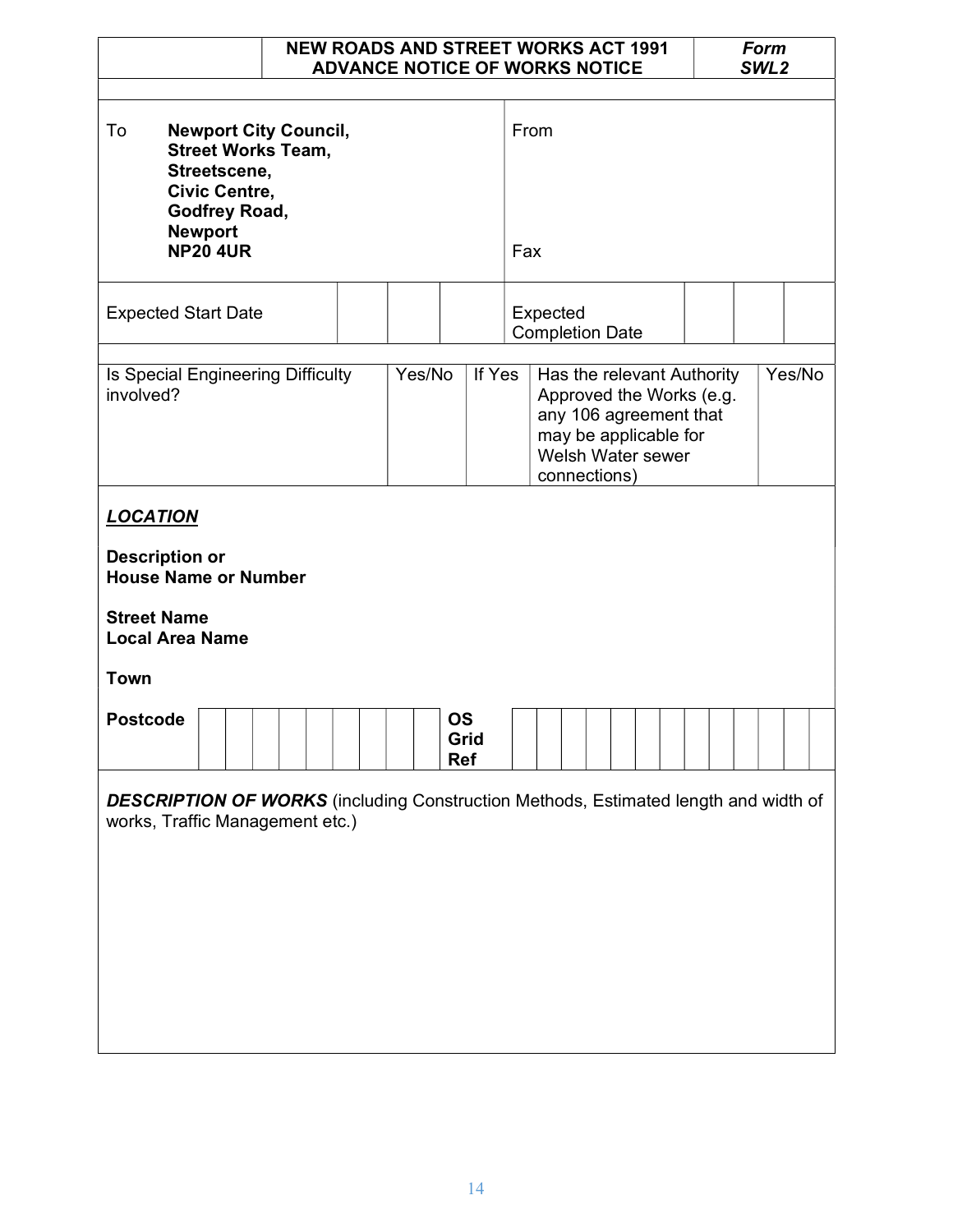| | NEW ROADS AND STREET WORKS ACT 1991<br>ADVANCE NOTICE OF WORKS NOTICE | *Form SWL2* |
|---|---|---|

| To | **Newport City Council,<br>Street Works Team,<br>Streetscene,<br>Civic Centre,<br>Godfrey Road,<br>Newport<br>NP20 4UR** | From<br><br>Fax |
|---|---|---|

| Expected Start Date | | | | Expected Completion Date | | | |
|---|---|---|---|---|---|---|---|

| Is Special Engineering Difficulty involved? | Yes/No | If Yes | Has the relevant Authority Approved the Works (e.g. any 106 agreement that may be applicable for Welsh Water sewer connections) | Yes/No |
|---|---|---|---|---|

***LOCATION***

**Description or House Name or Number**

**Street Name**
**Local Area Name**

**Town**

| Postcode | | | | | | | | | | OS Grid Ref | | | | | | | | | | | | |
|---|---|---|---|---|---|---|---|---|---|---|---|---|---|---|---|---|---|---|---|---|---|---|

***DESCRIPTION OF WORKS*** (including Construction Methods, Estimated length and width of works, Traffic Management etc.)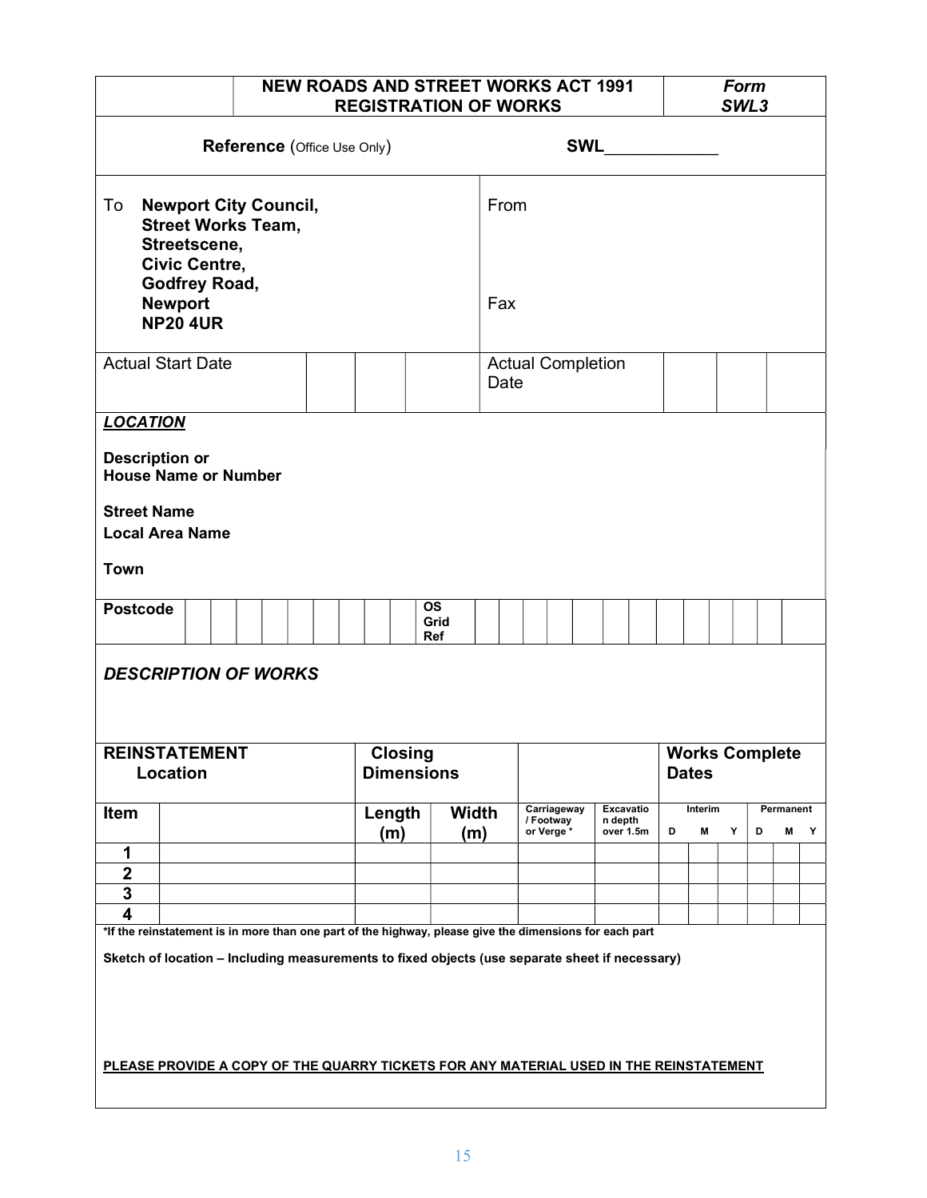| | NEW ROADS AND STREET WORKS ACT 1991<br>REGISTRATION OF WORKS | *Form SWL3* |
|---|---|---|

**Reference** (Office Use Only) **SWL\_\_\_\_\_\_\_\_\_\_\_\_**

| | |
|---|---|
| To **Newport City Council,**<br>**Street Works Team,**<br>**Streetscene,**<br>**Civic Centre,**<br>**Godfrey Road,**<br>**Newport**<br>**NP20 4UR** | From<br><br>Fax |
| Actual Start Date | Actual Completion Date |

***LOCATION***

**Description or House Name or Number**

**Street Name**

**Local Area Name**

**Town**

| **Postcode** | | | | | | | | | | **OS Grid Ref** | | | | | | | | | | | | | | |
|---|---|---|---|---|---|---|---|---|---|---|---|---|---|---|---|---|---|---|---|---|---|---|---|---|

***DESCRIPTION OF WORKS***

| **REINSTATEMENT Location** | | **Closing Dimensions** | | | | **Works Complete Dates** | | | | | |
|---|---|---|---|---|---|---|---|---|---|---|---|
| **Item** | | **Length (m)** | **Width (m)** | **Carriageway / Footway or Verge \*** | **Excavation depth over 1.5m** | **Interim** | | | **Permanent** | | |
| | | | | | | **D** | **M** | **Y** | **D** | **M** | **Y** |
| **1** | | | | | | | | | | | |
| **2** | | | | | | | | | | | |
| **3** | | | | | | | | | | | |
| **4** | | | | | | | | | | | |

**\*If the reinstatement is in more than one part of the highway, please give the dimensions for each part**

**Sketch of location – Including measurements to fixed objects (use separate sheet if necessary)**

**PLEASE PROVIDE A COPY OF THE QUARRY TICKETS FOR ANY MATERIAL USED IN THE REINSTATEMENT**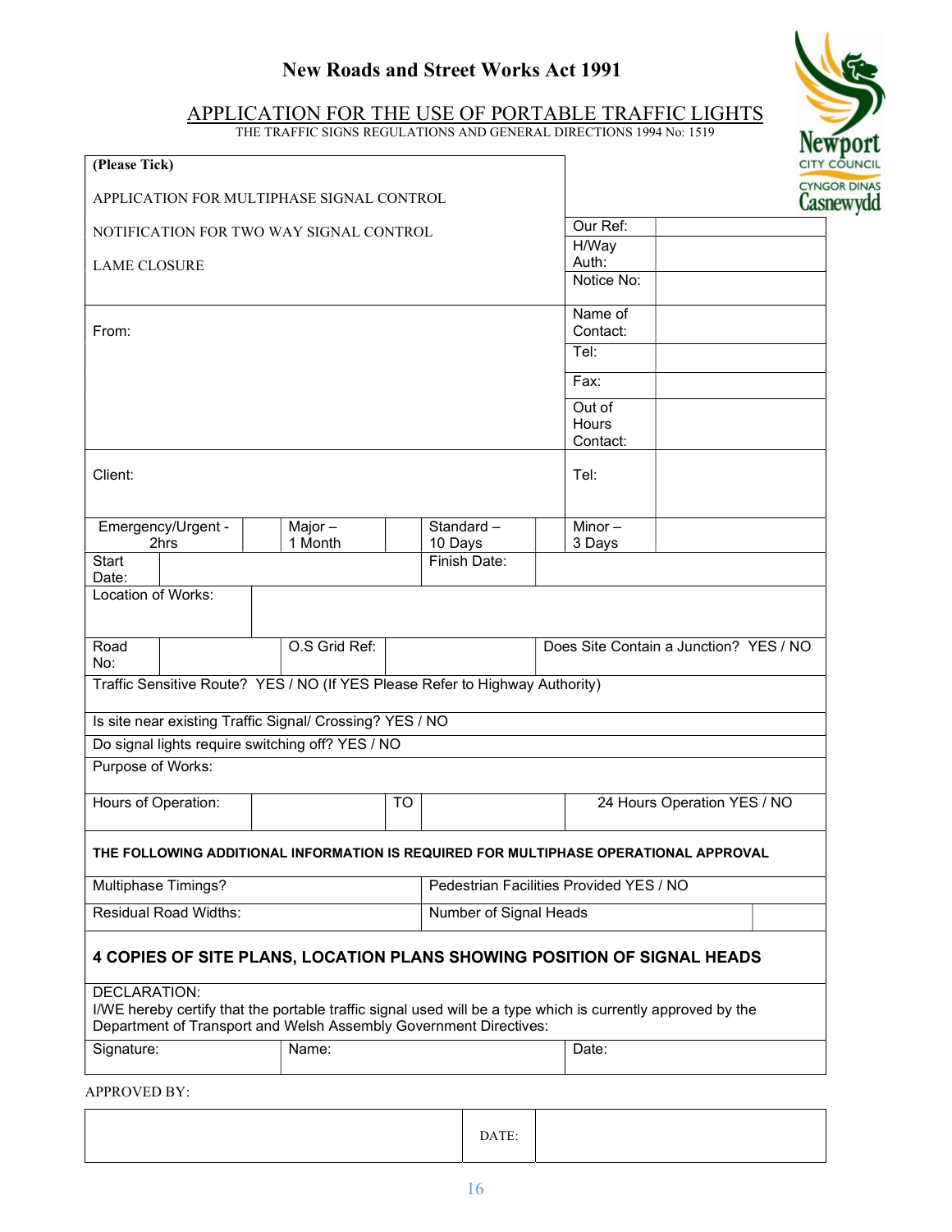# New Roads and Street Works Act 1991

## APPLICATION FOR THE USE OF PORTABLE TRAFFIC LIGHTS

THE TRAFFIC SIGNS REGULATIONS AND GENERAL DIRECTIONS 1994 No: 1519

Newport CITY COUNCIL CYNGOR DINAS Casnewydd

| | | | | | | | |
|---|---|---|---|---|---|---|---|
| **(Please Tick)**<br><br>APPLICATION FOR MULTIPHASE SIGNAL CONTROL<br><br>NOTIFICATION FOR TWO WAY SIGNAL CONTROL<br><br>LAME CLOSURE | | | | | | Our Ref: | |
| | | | | | | H/Way Auth: | |
| | | | | | | Notice No: | |
| From: | | | | | | Name of Contact: | |
| | | | | | | Tel: | |
| | | | | | | Fax: | |
| | | | | | | Out of Hours Contact: | |
| Client: | | | | | | Tel: | |
| Emergency/Urgent - 2hrs | | Major – 1 Month | | Standard – 10 Days | | Minor – 3 Days | |
| Start Date: | | | | Finish Date: | | | |
| Location of Works: | | | | | | | |
| Road No: | | O.S Grid Ref: | | Does Site Contain a Junction? YES / NO | | | |
| Traffic Sensitive Route? YES / NO (If YES Please Refer to Highway Authority) | | | | | | | |
| Is site near existing Traffic Signal/ Crossing? YES / NO | | | | | | | |
| Do signal lights require switching off? YES / NO | | | | | | | |
| Purpose of Works: | | | | | | | |
| Hours of Operation: | | | TO | | | 24 Hours Operation YES / NO | |
| **THE FOLLOWING ADDITIONAL INFORMATION IS REQUIRED FOR MULTIPHASE OPERATIONAL APPROVAL** | | | | | | | |
| Multiphase Timings? | | | | Pedestrian Facilities Provided YES / NO | | | |
| Residual Road Widths: | | | | Number of Signal Heads | | | |
| **4 COPIES OF SITE PLANS, LOCATION PLANS SHOWING POSITION OF SIGNAL HEADS** | | | | | | | |
| DECLARATION:<br>I/WE hereby certify that the portable traffic signal used will be a type which is currently approved by the Department of Transport and Welsh Assembly Government Directives: | | | | | | | |
| Signature: | | Name: | | | | Date: | |

APPROVED BY:

| | | |
|---|---|---|
| | DATE: | |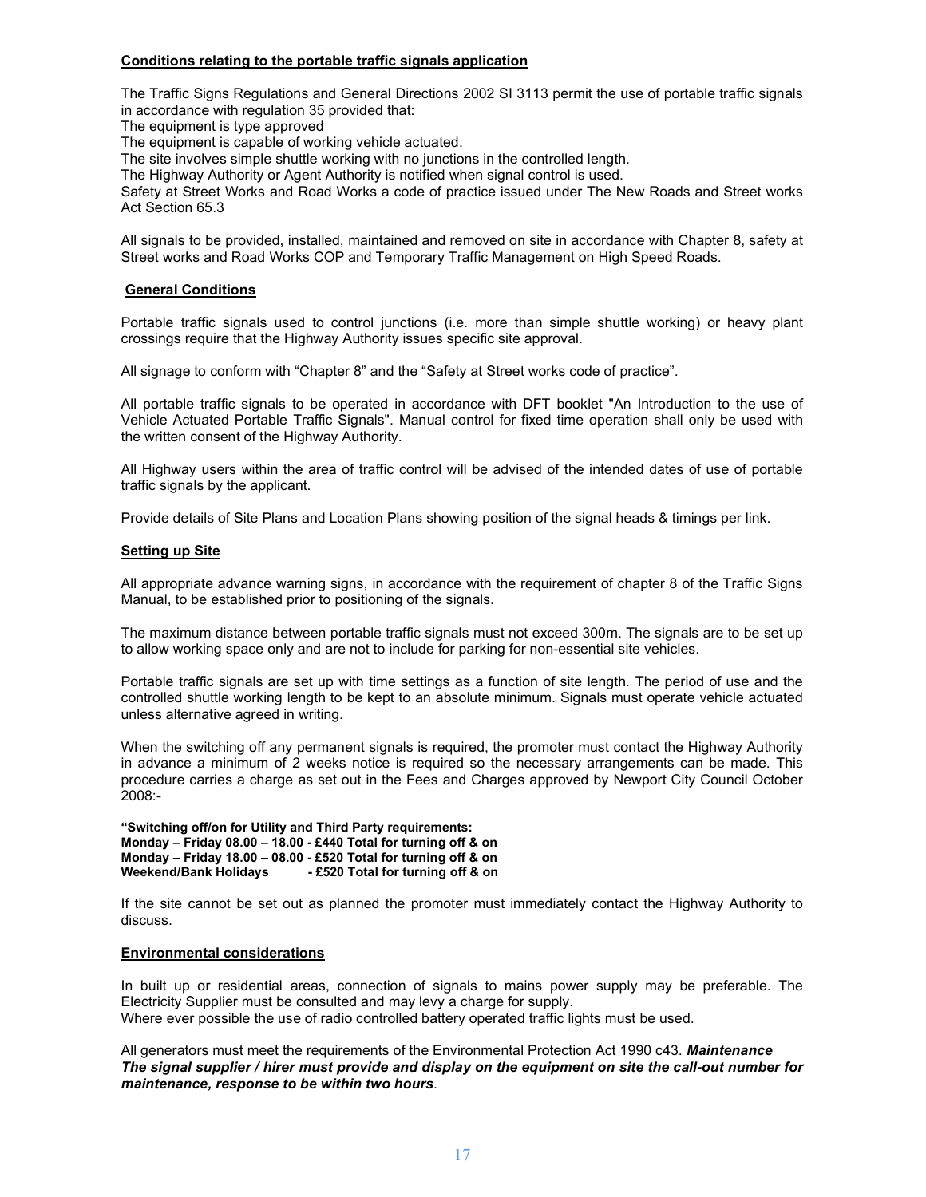**Conditions relating to the portable traffic signals application**

The Traffic Signs Regulations and General Directions 2002 SI 3113 permit the use of portable traffic signals in accordance with regulation 35 provided that:
The equipment is type approved
The equipment is capable of working vehicle actuated.
The site involves simple shuttle working with no junctions in the controlled length.
The Highway Authority or Agent Authority is notified when signal control is used.
Safety at Street Works and Road Works a code of practice issued under The New Roads and Street works Act Section 65.3

All signals to be provided, installed, maintained and removed on site in accordance with Chapter 8, safety at Street works and Road Works COP and Temporary Traffic Management on High Speed Roads.

**General Conditions**

Portable traffic signals used to control junctions (i.e. more than simple shuttle working) or heavy plant crossings require that the Highway Authority issues specific site approval.

All signage to conform with "Chapter 8" and the "Safety at Street works code of practice".

All portable traffic signals to be operated in accordance with DFT booklet "An Introduction to the use of Vehicle Actuated Portable Traffic Signals". Manual control for fixed time operation shall only be used with the written consent of the Highway Authority.

All Highway users within the area of traffic control will be advised of the intended dates of use of portable traffic signals by the applicant.

Provide details of Site Plans and Location Plans showing position of the signal heads & timings per link.

**Setting up Site**

All appropriate advance warning signs, in accordance with the requirement of chapter 8 of the Traffic Signs Manual, to be established prior to positioning of the signals.

The maximum distance between portable traffic signals must not exceed 300m. The signals are to be set up to allow working space only and are not to include for parking for non-essential site vehicles.

Portable traffic signals are set up with time settings as a function of site length. The period of use and the controlled shuttle working length to be kept to an absolute minimum. Signals must operate vehicle actuated unless alternative agreed in writing.

When the switching off any permanent signals is required, the promoter must contact the Highway Authority in advance a minimum of 2 weeks notice is required so the necessary arrangements can be made. This procedure carries a charge as set out in the Fees and Charges approved by Newport City Council October 2008:-

**"Switching off/on for Utility and Third Party requirements:**
**Monday – Friday 08.00 – 18.00 - £440 Total for turning off & on**
**Monday – Friday 18.00 – 08.00 - £520 Total for turning off & on**
**Weekend/Bank Holidays - £520 Total for turning off & on**

If the site cannot be set out as planned the promoter must immediately contact the Highway Authority to discuss.

**Environmental considerations**

In built up or residential areas, connection of signals to mains power supply may be preferable. The Electricity Supplier must be consulted and may levy a charge for supply.
Where ever possible the use of radio controlled battery operated traffic lights must be used.

All generators must meet the requirements of the Environmental Protection Act 1990 c43. ***Maintenance The signal supplier / hirer must provide and display on the equipment on site the call-out number for maintenance, response to be within two hours***.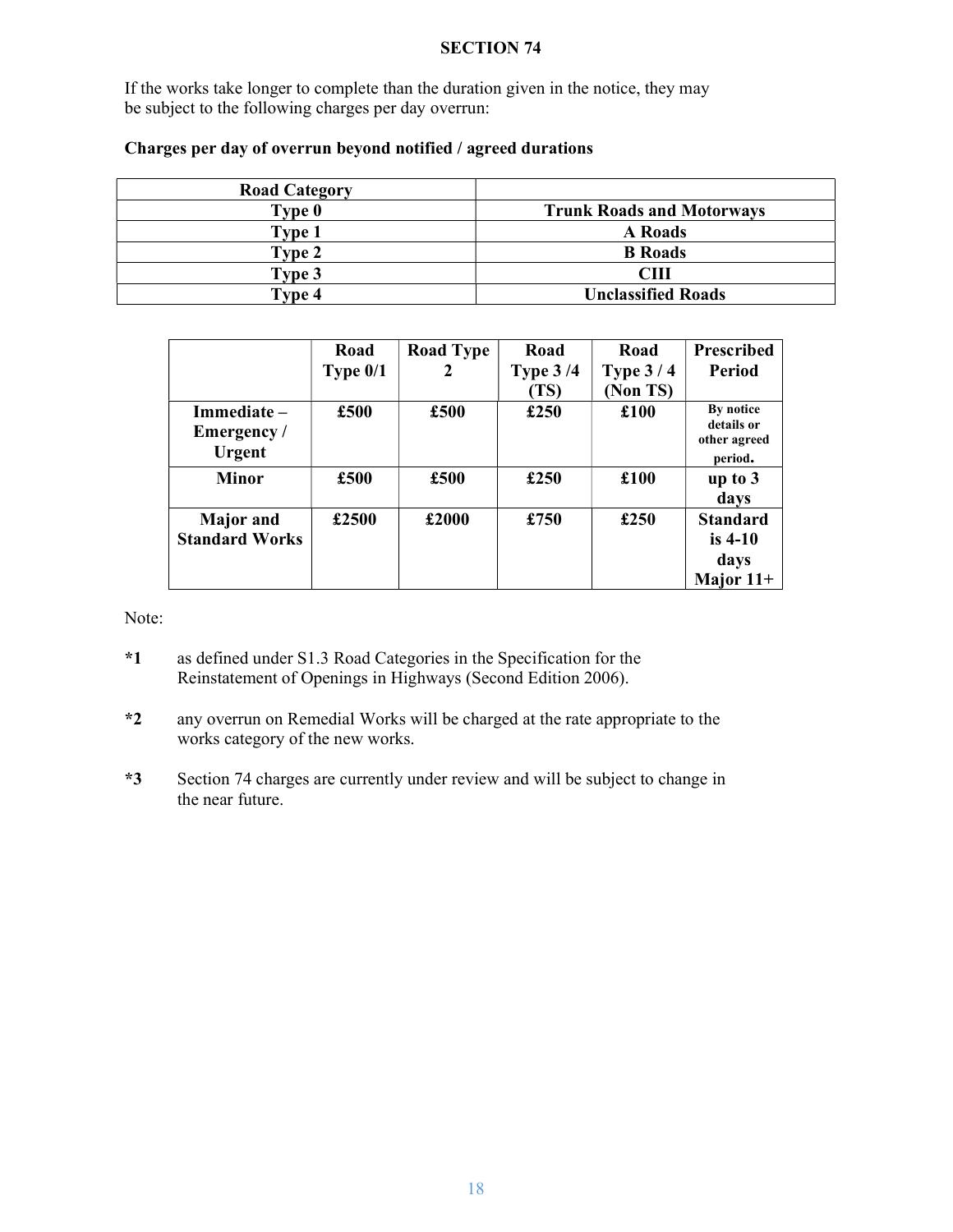# SECTION 74

If the works take longer to complete than the duration given in the notice, they may be subject to the following charges per day overrun:

**Charges per day of overrun beyond notified / agreed durations**

| Road Category | |
|---|---|
| Type 0 | Trunk Roads and Motorways |
| Type 1 | A Roads |
| Type 2 | B Roads |
| Type 3 | CIII |
| Type 4 | Unclassified Roads |

| | Road Type 0/1 | Road Type 2 | Road Type 3 /4 (TS) | Road Type 3 / 4 (Non TS) | Prescribed Period |
|---|---|---|---|---|---|
| **Immediate – Emergency / Urgent** | £500 | £500 | £250 | £100 | By notice details or other agreed period. |
| **Minor** | £500 | £500 | £250 | £100 | up to 3 days |
| **Major and Standard Works** | £2500 | £2000 | £750 | £250 | Standard is 4-10 days Major 11+ |

Note:

**\*1** as defined under S1.3 Road Categories in the Specification for the Reinstatement of Openings in Highways (Second Edition 2006).

**\*2** any overrun on Remedial Works will be charged at the rate appropriate to the works category of the new works.

**\*3** Section 74 charges are currently under review and will be subject to change in the near future.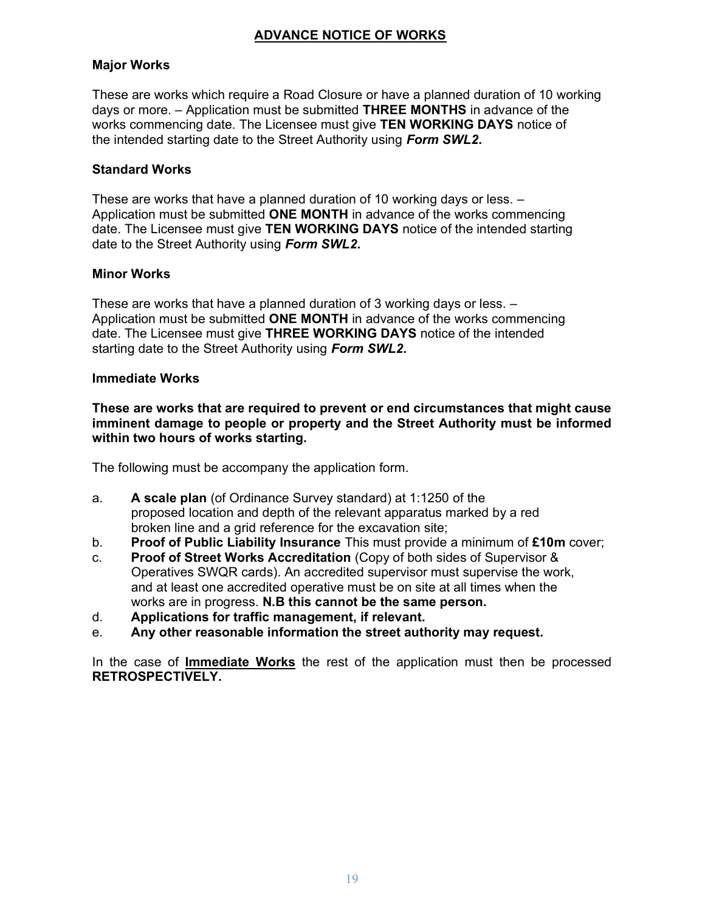# ADVANCE NOTICE OF WORKS

### Major Works

These are works which require a Road Closure or have a planned duration of 10 working days or more. – Application must be submitted **THREE MONTHS** in advance of the works commencing date. The Licensee must give **TEN WORKING DAYS** notice of the intended starting date to the Street Authority using ***Form SWL2*.**

### Standard Works

These are works that have a planned duration of 10 working days or less. – Application must be submitted **ONE MONTH** in advance of the works commencing date. The Licensee must give **TEN WORKING DAYS** notice of the intended starting date to the Street Authority using ***Form SWL2*.**

### Minor Works

These are works that have a planned duration of 3 working days or less. – Application must be submitted **ONE MONTH** in advance of the works commencing date. The Licensee must give **THREE WORKING DAYS** notice of the intended starting date to the Street Authority using ***Form SWL2*.**

### Immediate Works

**These are works that are required to prevent or end circumstances that might cause imminent damage to people or property and the Street Authority must be informed within two hours of works starting.**

The following must be accompany the application form.

a. **A scale plan** (of Ordinance Survey standard) at 1:1250 of the proposed location and depth of the relevant apparatus marked by a red broken line and a grid reference for the excavation site;
b. **Proof of Public Liability Insurance** This must provide a minimum of **£10m** cover;
c. **Proof of Street Works Accreditation** (Copy of both sides of Supervisor & Operatives SWQR cards). An accredited supervisor must supervise the work, and at least one accredited operative must be on site at all times when the works are in progress. **N.B this cannot be the same person.**
d. **Applications for traffic management, if relevant.**
e. **Any other reasonable information the street authority may request.**

In the case of **Immediate Works** the rest of the application must then be processed **RETROSPECTIVELY.**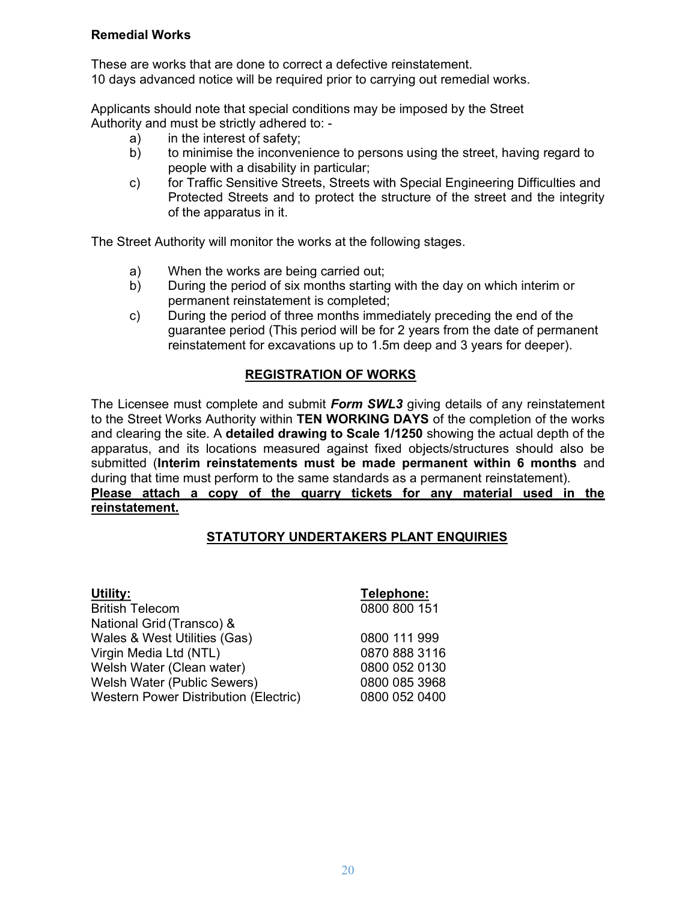**Remedial Works**

These are works that are done to correct a defective reinstatement.
10 days advanced notice will be required prior to carrying out remedial works.

Applicants should note that special conditions may be imposed by the Street Authority and must be strictly adhered to: -

a) in the interest of safety;
b) to minimise the inconvenience to persons using the street, having regard to people with a disability in particular;
c) for Traffic Sensitive Streets, Streets with Special Engineering Difficulties and Protected Streets and to protect the structure of the street and the integrity of the apparatus in it.

The Street Authority will monitor the works at the following stages.

a) When the works are being carried out;
b) During the period of six months starting with the day on which interim or permanent reinstatement is completed;
c) During the period of three months immediately preceding the end of the guarantee period (This period will be for 2 years from the date of permanent reinstatement for excavations up to 1.5m deep and 3 years for deeper).

## REGISTRATION OF WORKS

The Licensee must complete and submit ***Form SWL3*** giving details of any reinstatement to the Street Works Authority within **TEN WORKING DAYS** of the completion of the works and clearing the site. A **detailed drawing to Scale 1/1250** showing the actual depth of the apparatus, and its locations measured against fixed objects/structures should also be submitted (**Interim reinstatements must be made permanent within 6 months** and during that time must perform to the same standards as a permanent reinstatement).
**Please attach a copy of the quarry tickets for any material used in the reinstatement.**

## STATUTORY UNDERTAKERS PLANT ENQUIRIES

| Utility: | Telephone: |
|---|---|
| British Telecom | 0800 800 151 |
| National Grid (Transco) & Wales & West Utilities (Gas) | 0800 111 999 |
| Virgin Media Ltd (NTL) | 0870 888 3116 |
| Welsh Water (Clean water) | 0800 052 0130 |
| Welsh Water (Public Sewers) | 0800 085 3968 |
| Western Power Distribution (Electric) | 0800 052 0400 |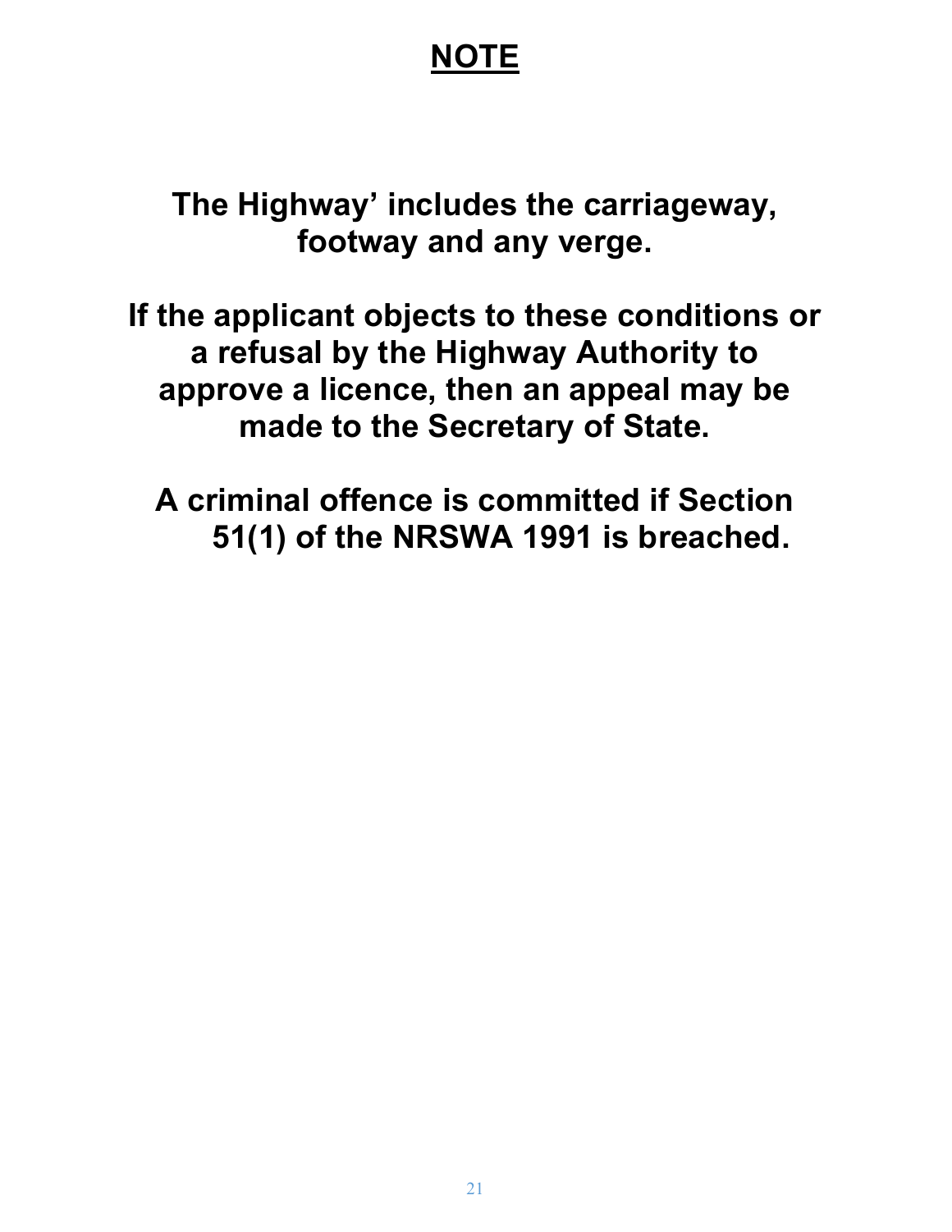# NOTE

**The Highway' includes the carriageway, footway and any verge.**

**If the applicant objects to these conditions or a refusal by the Highway Authority to approve a licence, then an appeal may be made to the Secretary of State.**

**A criminal offence is committed if Section 51(1) of the NRSWA 1991 is breached.**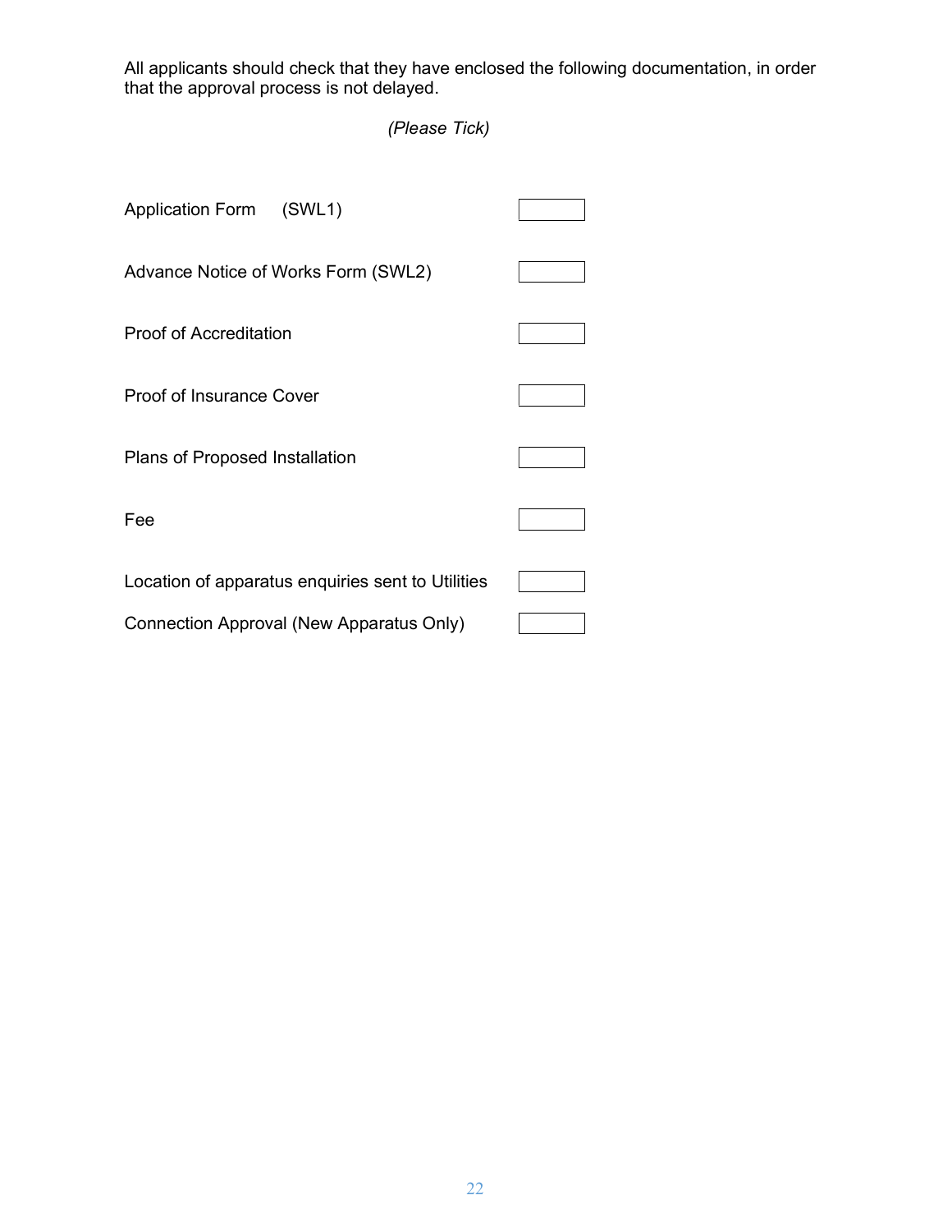All applicants should check that they have enclosed the following documentation, in order that the approval process is not delayed.

*(Please Tick)*

| | |
|---|---|
| Application Form (SWL1) | ☐ |
| Advance Notice of Works Form (SWL2) | ☐ |
| Proof of Accreditation | ☐ |
| Proof of Insurance Cover | ☐ |
| Plans of Proposed Installation | ☐ |
| Fee | ☐ |
| Location of apparatus enquiries sent to Utilities | ☐ |
| Connection Approval (New Apparatus Only) | ☐ |